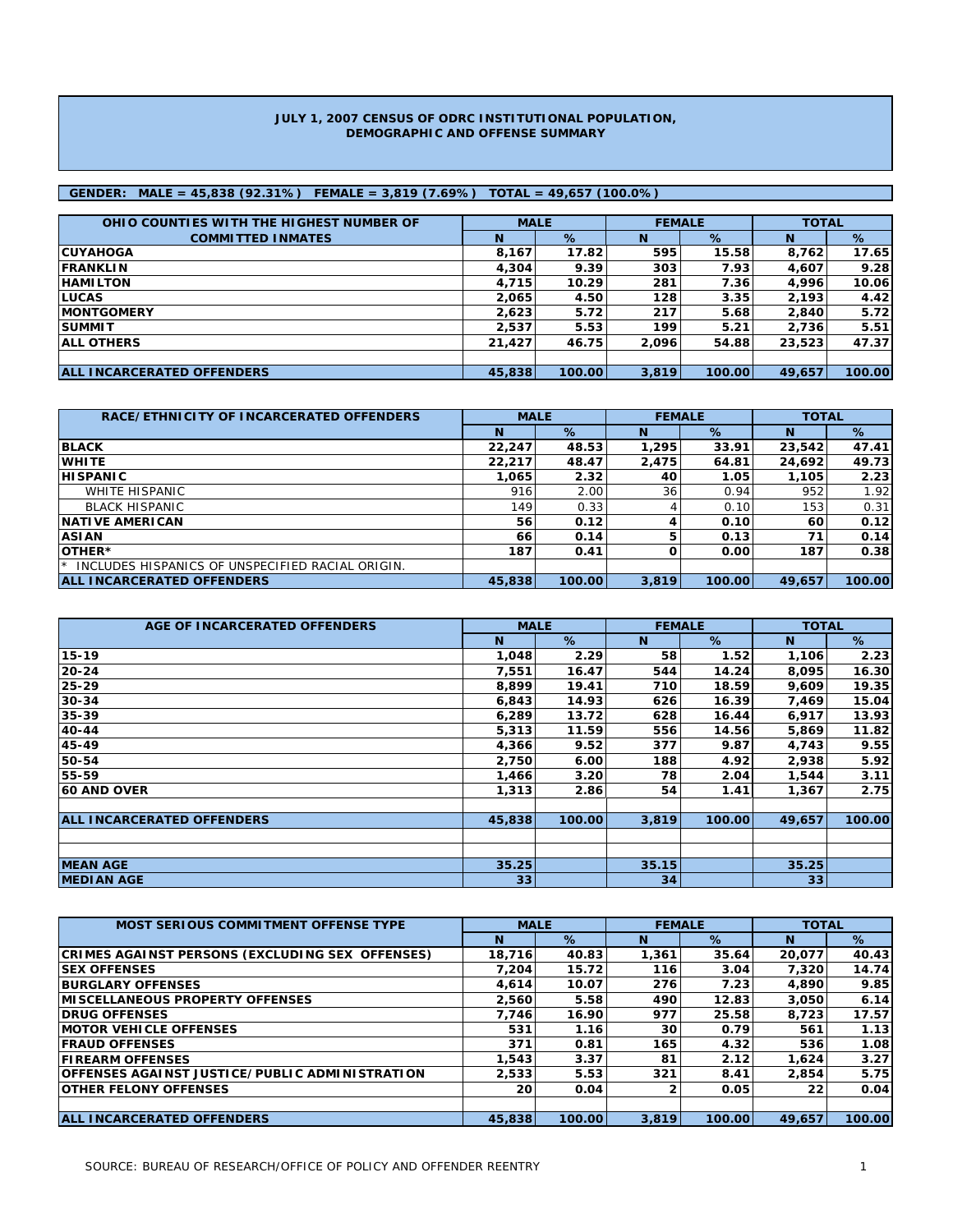# JULY 1, 2007 CENSUS OF ODRC INSTITUTIONAL POPULATION, DEMOGRAPHIC AND OFFENSE SUMMARY

**GENDER: MALE = 45,838 (92.31%) FEMALE = 3,819 (7.69%) TOTAL = 49,657 (100.0%)**

| OHIO COUNTIES WITH THE HIGHEST NUMBER OF COMMITTED INMATES | MALE | | FEMALE | | TOTAL | |
|---|---|---|---|---|---|---|
| | N | % | N | % | N | % |
| CUYAHOGA | 8,167 | 17.82 | 595 | 15.58 | 8,762 | 17.65 |
| FRANKLIN | 4,304 | 9.39 | 303 | 7.93 | 4,607 | 9.28 |
| HAMILTON | 4,715 | 10.29 | 281 | 7.36 | 4,996 | 10.06 |
| LUCAS | 2,065 | 4.50 | 128 | 3.35 | 2,193 | 4.42 |
| MONTGOMERY | 2,623 | 5.72 | 217 | 5.68 | 2,840 | 5.72 |
| SUMMIT | 2,537 | 5.53 | 199 | 5.21 | 2,736 | 5.51 |
| ALL OTHERS | 21,427 | 46.75 | 2,096 | 54.88 | 23,523 | 47.37 |
| | | | | | | |
| ALL INCARCERATED OFFENDERS | 45,838 | 100.00 | 3,819 | 100.00 | 49,657 | 100.00 |

| RACE/ETHNICITY OF INCARCERATED OFFENDERS | MALE | | FEMALE | | TOTAL | |
|---|---|---|---|---|---|---|
| | N | % | N | % | N | % |
| BLACK | 22,247 | 48.53 | 1,295 | 33.91 | 23,542 | 47.41 |
| WHITE | 22,217 | 48.47 | 2,475 | 64.81 | 24,692 | 49.73 |
| HISPANIC | 1,065 | 2.32 | 40 | 1.05 | 1,105 | 2.23 |
| WHITE HISPANIC | 916 | 2.00 | 36 | 0.94 | 952 | 1.92 |
| BLACK HISPANIC | 149 | 0.33 | 4 | 0.10 | 153 | 0.31 |
| NATIVE AMERICAN | 56 | 0.12 | 4 | 0.10 | 60 | 0.12 |
| ASIAN | 66 | 0.14 | 5 | 0.13 | 71 | 0.14 |
| OTHER* | 187 | 0.41 | 0 | 0.00 | 187 | 0.38 |
| * INCLUDES HISPANICS OF UNSPECIFIED RACIAL ORIGIN. | | | | | | |
| ALL INCARCERATED OFFENDERS | 45,838 | 100.00 | 3,819 | 100.00 | 49,657 | 100.00 |

| AGE OF INCARCERATED OFFENDERS | MALE | | FEMALE | | TOTAL | |
|---|---|---|---|---|---|---|
| | N | % | N | % | N | % |
| 15-19 | 1,048 | 2.29 | 58 | 1.52 | 1,106 | 2.23 |
| 20-24 | 7,551 | 16.47 | 544 | 14.24 | 8,095 | 16.30 |
| 25-29 | 8,899 | 19.41 | 710 | 18.59 | 9,609 | 19.35 |
| 30-34 | 6,843 | 14.93 | 626 | 16.39 | 7,469 | 15.04 |
| 35-39 | 6,289 | 13.72 | 628 | 16.44 | 6,917 | 13.93 |
| 40-44 | 5,313 | 11.59 | 556 | 14.56 | 5,869 | 11.82 |
| 45-49 | 4,366 | 9.52 | 377 | 9.87 | 4,743 | 9.55 |
| 50-54 | 2,750 | 6.00 | 188 | 4.92 | 2,938 | 5.92 |
| 55-59 | 1,466 | 3.20 | 78 | 2.04 | 1,544 | 3.11 |
| 60 AND OVER | 1,313 | 2.86 | 54 | 1.41 | 1,367 | 2.75 |
| | | | | | | |
| ALL INCARCERATED OFFENDERS | 45,838 | 100.00 | 3,819 | 100.00 | 49,657 | 100.00 |
| | | | | | | |
| | | | | | | |
| MEAN AGE | 35.25 | | 35.15 | | 35.25 | |
| MEDIAN AGE | 33 | | 34 | | 33 | |

| MOST SERIOUS COMMITMENT OFFENSE TYPE | MALE | | FEMALE | | TOTAL | |
|---|---|---|---|---|---|---|
| | N | % | N | % | N | % |
| CRIMES AGAINST PERSONS (EXCLUDING SEX OFFENSES) | 18,716 | 40.83 | 1,361 | 35.64 | 20,077 | 40.43 |
| SEX OFFENSES | 7,204 | 15.72 | 116 | 3.04 | 7,320 | 14.74 |
| BURGLARY OFFENSES | 4,614 | 10.07 | 276 | 7.23 | 4,890 | 9.85 |
| MISCELLANEOUS PROPERTY OFFENSES | 2,560 | 5.58 | 490 | 12.83 | 3,050 | 6.14 |
| DRUG OFFENSES | 7,746 | 16.90 | 977 | 25.58 | 8,723 | 17.57 |
| MOTOR VEHICLE OFFENSES | 531 | 1.16 | 30 | 0.79 | 561 | 1.13 |
| FRAUD OFFENSES | 371 | 0.81 | 165 | 4.32 | 536 | 1.08 |
| FIREARM OFFENSES | 1,543 | 3.37 | 81 | 2.12 | 1,624 | 3.27 |
| OFFENSES AGAINST JUSTICE/PUBLIC ADMINISTRATION | 2,533 | 5.53 | 321 | 8.41 | 2,854 | 5.75 |
| OTHER FELONY OFFENSES | 20 | 0.04 | 2 | 0.05 | 22 | 0.04 |
| | | | | | | |
| ALL INCARCERATED OFFENDERS | 45,838 | 100.00 | 3,819 | 100.00 | 49,657 | 100.00 |

SOURCE: BUREAU OF RESEARCH/OFFICE OF POLICY AND OFFENDER REENTRY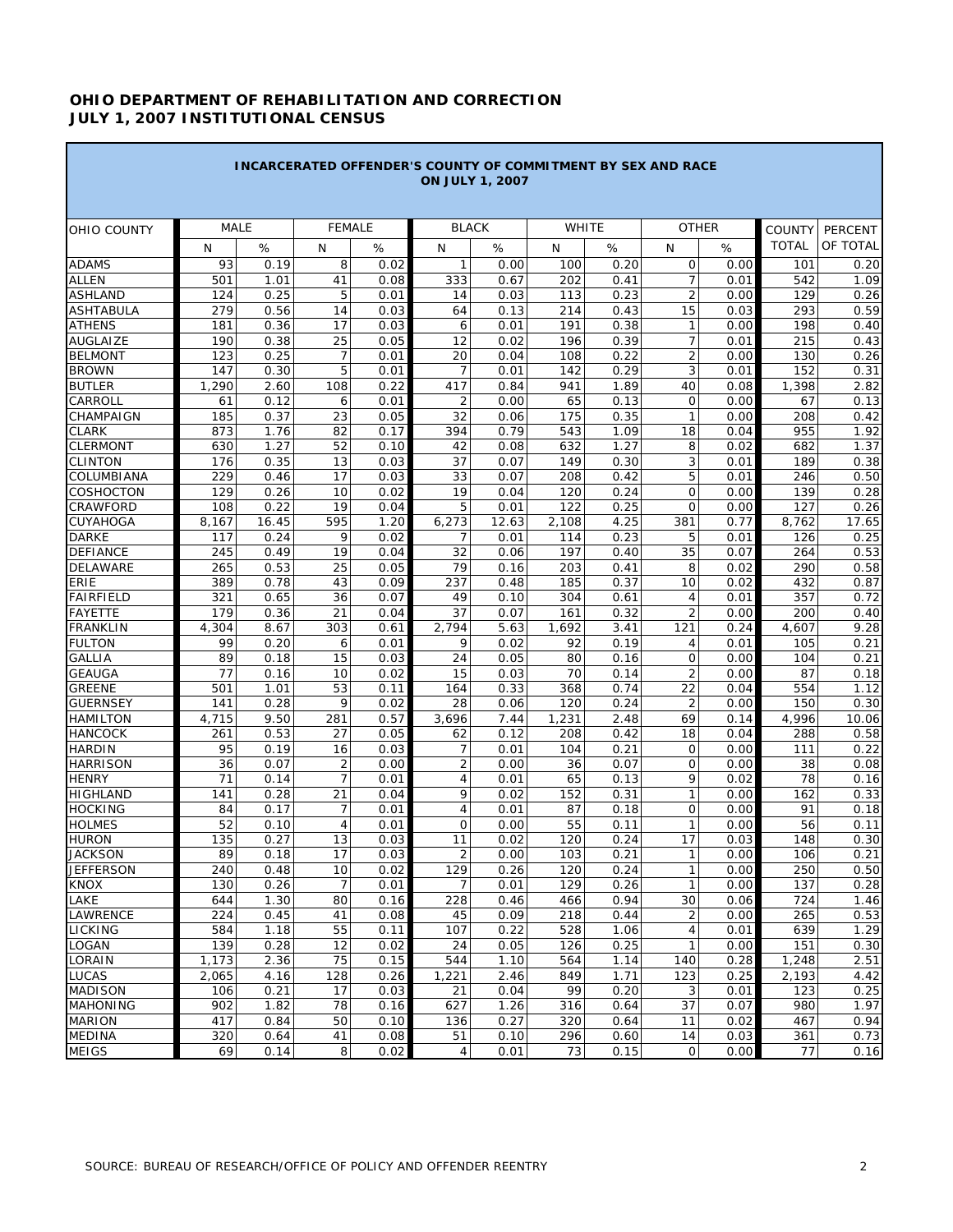**OHIO DEPARTMENT OF REHABILITATION AND CORRECTION**
**JULY 1, 2007 INSTITUTIONAL CENSUS**

**INCARCERATED OFFENDER'S COUNTY OF COMMITMENT BY SEX AND RACE ON JULY 1, 2007**

| OHIO COUNTY | MALE | | FEMALE | | BLACK | | WHITE | | OTHER | | COUNTY TOTAL | PERCENT OF TOTAL |
|---|---|---|---|---|---|---|---|---|---|---|---|---|
| | N | % | N | % | N | % | N | % | N | % | | |
| ADAMS | 93 | 0.19 | 8 | 0.02 | 1 | 0.00 | 100 | 0.20 | 0 | 0.00 | 101 | 0.20 |
| ALLEN | 501 | 1.01 | 41 | 0.08 | 333 | 0.67 | 202 | 0.41 | 7 | 0.01 | 542 | 1.09 |
| ASHLAND | 124 | 0.25 | 5 | 0.01 | 14 | 0.03 | 113 | 0.23 | 2 | 0.00 | 129 | 0.26 |
| ASHTABULA | 279 | 0.56 | 14 | 0.03 | 64 | 0.13 | 214 | 0.43 | 15 | 0.03 | 293 | 0.59 |
| ATHENS | 181 | 0.36 | 17 | 0.03 | 6 | 0.01 | 191 | 0.38 | 1 | 0.00 | 198 | 0.40 |
| AUGLAIZE | 190 | 0.38 | 25 | 0.05 | 12 | 0.02 | 196 | 0.39 | 7 | 0.01 | 215 | 0.43 |
| BELMONT | 123 | 0.25 | 7 | 0.01 | 20 | 0.04 | 108 | 0.22 | 2 | 0.00 | 130 | 0.26 |
| BROWN | 147 | 0.30 | 5 | 0.01 | 7 | 0.01 | 142 | 0.29 | 3 | 0.01 | 152 | 0.31 |
| BUTLER | 1,290 | 2.60 | 108 | 0.22 | 417 | 0.84 | 941 | 1.89 | 40 | 0.08 | 1,398 | 2.82 |
| CARROLL | 61 | 0.12 | 6 | 0.01 | 2 | 0.00 | 65 | 0.13 | 0 | 0.00 | 67 | 0.13 |
| CHAMPAIGN | 185 | 0.37 | 23 | 0.05 | 32 | 0.06 | 175 | 0.35 | 1 | 0.00 | 208 | 0.42 |
| CLARK | 873 | 1.76 | 82 | 0.17 | 394 | 0.79 | 543 | 1.09 | 18 | 0.04 | 955 | 1.92 |
| CLERMONT | 630 | 1.27 | 52 | 0.10 | 42 | 0.08 | 632 | 1.27 | 8 | 0.02 | 682 | 1.37 |
| CLINTON | 176 | 0.35 | 13 | 0.03 | 37 | 0.07 | 149 | 0.30 | 3 | 0.01 | 189 | 0.38 |
| COLUMBIANA | 229 | 0.46 | 17 | 0.03 | 33 | 0.07 | 208 | 0.42 | 5 | 0.01 | 246 | 0.50 |
| COSHOCTON | 129 | 0.26 | 10 | 0.02 | 19 | 0.04 | 120 | 0.24 | 0 | 0.00 | 139 | 0.28 |
| CRAWFORD | 108 | 0.22 | 19 | 0.04 | 5 | 0.01 | 122 | 0.25 | 0 | 0.00 | 127 | 0.26 |
| CUYAHOGA | 8,167 | 16.45 | 595 | 1.20 | 6,273 | 12.63 | 2,108 | 4.25 | 381 | 0.77 | 8,762 | 17.65 |
| DARKE | 117 | 0.24 | 9 | 0.02 | 7 | 0.01 | 114 | 0.23 | 5 | 0.01 | 126 | 0.25 |
| DEFIANCE | 245 | 0.49 | 19 | 0.04 | 32 | 0.06 | 197 | 0.40 | 35 | 0.07 | 264 | 0.53 |
| DELAWARE | 265 | 0.53 | 25 | 0.05 | 79 | 0.16 | 203 | 0.41 | 8 | 0.02 | 290 | 0.58 |
| ERIE | 389 | 0.78 | 43 | 0.09 | 237 | 0.48 | 185 | 0.37 | 10 | 0.02 | 432 | 0.87 |
| FAIRFIELD | 321 | 0.65 | 36 | 0.07 | 49 | 0.10 | 304 | 0.61 | 4 | 0.01 | 357 | 0.72 |
| FAYETTE | 179 | 0.36 | 21 | 0.04 | 37 | 0.07 | 161 | 0.32 | 2 | 0.00 | 200 | 0.40 |
| FRANKLIN | 4,304 | 8.67 | 303 | 0.61 | 2,794 | 5.63 | 1,692 | 3.41 | 121 | 0.24 | 4,607 | 9.28 |
| FULTON | 99 | 0.20 | 6 | 0.01 | 9 | 0.02 | 92 | 0.19 | 4 | 0.01 | 105 | 0.21 |
| GALLIA | 89 | 0.18 | 15 | 0.03 | 24 | 0.05 | 80 | 0.16 | 0 | 0.00 | 104 | 0.21 |
| GEAUGA | 77 | 0.16 | 10 | 0.02 | 15 | 0.03 | 70 | 0.14 | 2 | 0.00 | 87 | 0.18 |
| GREENE | 501 | 1.01 | 53 | 0.11 | 164 | 0.33 | 368 | 0.74 | 22 | 0.04 | 554 | 1.12 |
| GUERNSEY | 141 | 0.28 | 9 | 0.02 | 28 | 0.06 | 120 | 0.24 | 2 | 0.00 | 150 | 0.30 |
| HAMILTON | 4,715 | 9.50 | 281 | 0.57 | 3,696 | 7.44 | 1,231 | 2.48 | 69 | 0.14 | 4,996 | 10.06 |
| HANCOCK | 261 | 0.53 | 27 | 0.05 | 62 | 0.12 | 208 | 0.42 | 18 | 0.04 | 288 | 0.58 |
| HARDIN | 95 | 0.19 | 16 | 0.03 | 7 | 0.01 | 104 | 0.21 | 0 | 0.00 | 111 | 0.22 |
| HARRISON | 36 | 0.07 | 2 | 0.00 | 2 | 0.00 | 36 | 0.07 | 0 | 0.00 | 38 | 0.08 |
| HENRY | 71 | 0.14 | 7 | 0.01 | 4 | 0.01 | 65 | 0.13 | 9 | 0.02 | 78 | 0.16 |
| HIGHLAND | 141 | 0.28 | 21 | 0.04 | 9 | 0.02 | 152 | 0.31 | 1 | 0.00 | 162 | 0.33 |
| HOCKING | 84 | 0.17 | 7 | 0.01 | 4 | 0.01 | 87 | 0.18 | 0 | 0.00 | 91 | 0.18 |
| HOLMES | 52 | 0.10 | 4 | 0.01 | 0 | 0.00 | 55 | 0.11 | 1 | 0.00 | 56 | 0.11 |
| HURON | 135 | 0.27 | 13 | 0.03 | 11 | 0.02 | 120 | 0.24 | 17 | 0.03 | 148 | 0.30 |
| JACKSON | 89 | 0.18 | 17 | 0.03 | 2 | 0.00 | 103 | 0.21 | 1 | 0.00 | 106 | 0.21 |
| JEFFERSON | 240 | 0.48 | 10 | 0.02 | 129 | 0.26 | 120 | 0.24 | 1 | 0.00 | 250 | 0.50 |
| KNOX | 130 | 0.26 | 7 | 0.01 | 7 | 0.01 | 129 | 0.26 | 1 | 0.00 | 137 | 0.28 |
| LAKE | 644 | 1.30 | 80 | 0.16 | 228 | 0.46 | 466 | 0.94 | 30 | 0.06 | 724 | 1.46 |
| LAWRENCE | 224 | 0.45 | 41 | 0.08 | 45 | 0.09 | 218 | 0.44 | 2 | 0.00 | 265 | 0.53 |
| LICKING | 584 | 1.18 | 55 | 0.11 | 107 | 0.22 | 528 | 1.06 | 4 | 0.01 | 639 | 1.29 |
| LOGAN | 139 | 0.28 | 12 | 0.02 | 24 | 0.05 | 126 | 0.25 | 1 | 0.00 | 151 | 0.30 |
| LORAIN | 1,173 | 2.36 | 75 | 0.15 | 544 | 1.10 | 564 | 1.14 | 140 | 0.28 | 1,248 | 2.51 |
| LUCAS | 2,065 | 4.16 | 128 | 0.26 | 1,221 | 2.46 | 849 | 1.71 | 123 | 0.25 | 2,193 | 4.42 |
| MADISON | 106 | 0.21 | 17 | 0.03 | 21 | 0.04 | 99 | 0.20 | 3 | 0.01 | 123 | 0.25 |
| MAHONING | 902 | 1.82 | 78 | 0.16 | 627 | 1.26 | 316 | 0.64 | 37 | 0.07 | 980 | 1.97 |
| MARION | 417 | 0.84 | 50 | 0.10 | 136 | 0.27 | 320 | 0.64 | 11 | 0.02 | 467 | 0.94 |
| MEDINA | 320 | 0.64 | 41 | 0.08 | 51 | 0.10 | 296 | 0.60 | 14 | 0.03 | 361 | 0.73 |
| MEIGS | 69 | 0.14 | 8 | 0.02 | 4 | 0.01 | 73 | 0.15 | 0 | 0.00 | 77 | 0.16 |

SOURCE: BUREAU OF RESEARCH/OFFICE OF POLICY AND OFFENDER REENTRY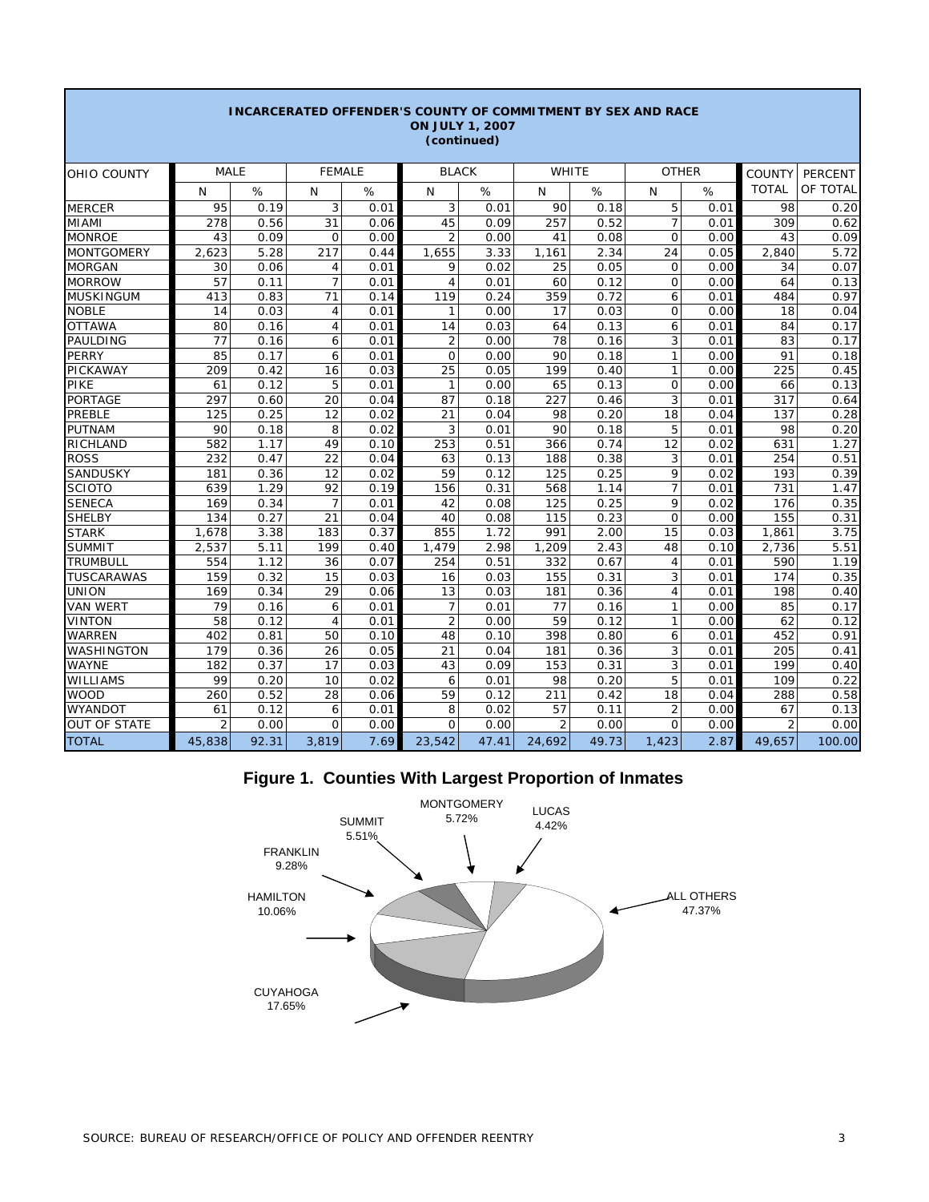# INCARCERATED OFFENDER'S COUNTY OF COMMITMENT BY SEX AND RACE ON JULY 1, 2007 (continued)

| OHIO COUNTY | MALE | | FEMALE | | BLACK | | WHITE | | OTHER | | COUNTY TOTAL | PERCENT OF TOTAL |
|---|---|---|---|---|---|---|---|---|---|---|---|---|
| | N | % | N | % | N | % | N | % | N | % | | |
| MERCER | 95 | 0.19 | 3 | 0.01 | 3 | 0.01 | 90 | 0.18 | 5 | 0.01 | 98 | 0.20 |
| MIAMI | 278 | 0.56 | 31 | 0.06 | 45 | 0.09 | 257 | 0.52 | 7 | 0.01 | 309 | 0.62 |
| MONROE | 43 | 0.09 | 0 | 0.00 | 2 | 0.00 | 41 | 0.08 | 0 | 0.00 | 43 | 0.09 |
| MONTGOMERY | 2,623 | 5.28 | 217 | 0.44 | 1,655 | 3.33 | 1,161 | 2.34 | 24 | 0.05 | 2,840 | 5.72 |
| MORGAN | 30 | 0.06 | 4 | 0.01 | 9 | 0.02 | 25 | 0.05 | 0 | 0.00 | 34 | 0.07 |
| MORROW | 57 | 0.11 | 7 | 0.01 | 4 | 0.01 | 60 | 0.12 | 0 | 0.00 | 64 | 0.13 |
| MUSKINGUM | 413 | 0.83 | 71 | 0.14 | 119 | 0.24 | 359 | 0.72 | 6 | 0.01 | 484 | 0.97 |
| NOBLE | 14 | 0.03 | 4 | 0.01 | 1 | 0.00 | 17 | 0.03 | 0 | 0.00 | 18 | 0.04 |
| OTTAWA | 80 | 0.16 | 4 | 0.01 | 14 | 0.03 | 64 | 0.13 | 6 | 0.01 | 84 | 0.17 |
| PAULDING | 77 | 0.16 | 6 | 0.01 | 2 | 0.00 | 78 | 0.16 | 3 | 0.01 | 83 | 0.17 |
| PERRY | 85 | 0.17 | 6 | 0.01 | 0 | 0.00 | 90 | 0.18 | 1 | 0.00 | 91 | 0.18 |
| PICKAWAY | 209 | 0.42 | 16 | 0.03 | 25 | 0.05 | 199 | 0.40 | 1 | 0.00 | 225 | 0.45 |
| PIKE | 61 | 0.12 | 5 | 0.01 | 1 | 0.00 | 65 | 0.13 | 0 | 0.00 | 66 | 0.13 |
| PORTAGE | 297 | 0.60 | 20 | 0.04 | 87 | 0.18 | 227 | 0.46 | 3 | 0.01 | 317 | 0.64 |
| PREBLE | 125 | 0.25 | 12 | 0.02 | 21 | 0.04 | 98 | 0.20 | 18 | 0.04 | 137 | 0.28 |
| PUTNAM | 90 | 0.18 | 8 | 0.02 | 3 | 0.01 | 90 | 0.18 | 5 | 0.01 | 98 | 0.20 |
| RICHLAND | 582 | 1.17 | 49 | 0.10 | 253 | 0.51 | 366 | 0.74 | 12 | 0.02 | 631 | 1.27 |
| ROSS | 232 | 0.47 | 22 | 0.04 | 63 | 0.13 | 188 | 0.38 | 3 | 0.01 | 254 | 0.51 |
| SANDUSKY | 181 | 0.36 | 12 | 0.02 | 59 | 0.12 | 125 | 0.25 | 9 | 0.02 | 193 | 0.39 |
| SCIOTO | 639 | 1.29 | 92 | 0.19 | 156 | 0.31 | 568 | 1.14 | 7 | 0.01 | 731 | 1.47 |
| SENECA | 169 | 0.34 | 7 | 0.01 | 42 | 0.08 | 125 | 0.25 | 9 | 0.02 | 176 | 0.35 |
| SHELBY | 134 | 0.27 | 21 | 0.04 | 40 | 0.08 | 115 | 0.23 | 0 | 0.00 | 155 | 0.31 |
| STARK | 1,678 | 3.38 | 183 | 0.37 | 855 | 1.72 | 991 | 2.00 | 15 | 0.03 | 1,861 | 3.75 |
| SUMMIT | 2,537 | 5.11 | 199 | 0.40 | 1,479 | 2.98 | 1,209 | 2.43 | 48 | 0.10 | 2,736 | 5.51 |
| TRUMBULL | 554 | 1.12 | 36 | 0.07 | 254 | 0.51 | 332 | 0.67 | 4 | 0.01 | 590 | 1.19 |
| TUSCARAWAS | 159 | 0.32 | 15 | 0.03 | 16 | 0.03 | 155 | 0.31 | 3 | 0.01 | 174 | 0.35 |
| UNION | 169 | 0.34 | 29 | 0.06 | 13 | 0.03 | 181 | 0.36 | 4 | 0.01 | 198 | 0.40 |
| VAN WERT | 79 | 0.16 | 6 | 0.01 | 7 | 0.01 | 77 | 0.16 | 1 | 0.00 | 85 | 0.17 |
| VINTON | 58 | 0.12 | 4 | 0.01 | 2 | 0.00 | 59 | 0.12 | 1 | 0.00 | 62 | 0.12 |
| WARREN | 402 | 0.81 | 50 | 0.10 | 48 | 0.10 | 398 | 0.80 | 6 | 0.01 | 452 | 0.91 |
| WASHINGTON | 179 | 0.36 | 26 | 0.05 | 21 | 0.04 | 181 | 0.36 | 3 | 0.01 | 205 | 0.41 |
| WAYNE | 182 | 0.37 | 17 | 0.03 | 43 | 0.09 | 153 | 0.31 | 3 | 0.01 | 199 | 0.40 |
| WILLIAMS | 99 | 0.20 | 10 | 0.02 | 6 | 0.01 | 98 | 0.20 | 5 | 0.01 | 109 | 0.22 |
| WOOD | 260 | 0.52 | 28 | 0.06 | 59 | 0.12 | 211 | 0.42 | 18 | 0.04 | 288 | 0.58 |
| WYANDOT | 61 | 0.12 | 6 | 0.01 | 8 | 0.02 | 57 | 0.11 | 2 | 0.00 | 67 | 0.13 |
| OUT OF STATE | 2 | 0.00 | 0 | 0.00 | 0 | 0.00 | 2 | 0.00 | 0 | 0.00 | 2 | 0.00 |
| TOTAL | 45,838 | 92.31 | 3,819 | 7.69 | 23,542 | 47.41 | 24,692 | 49.73 | 1,423 | 2.87 | 49,657 | 100.00 |

**Figure 1. Counties With Largest Proportion of Inmates**

MONTGOMERY 5.72%
LUCAS 4.42%
SUMMIT 5.51%
FRANKLIN 9.28%
HAMILTON 10.06%
CUYAHOGA 17.65%
ALL OTHERS 47.37%

SOURCE: BUREAU OF RESEARCH/OFFICE OF POLICY AND OFFENDER REENTRY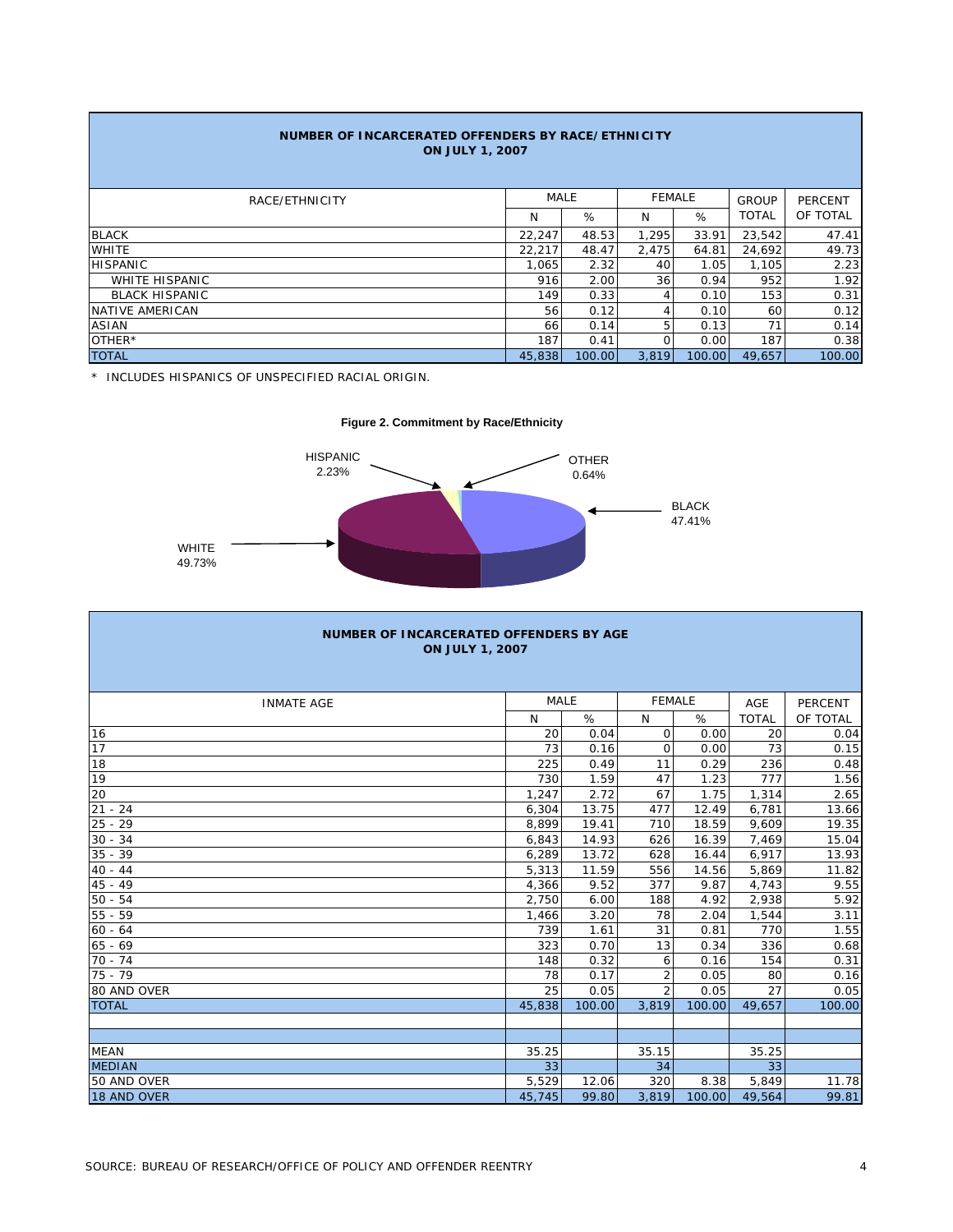## NUMBER OF INCARCERATED OFFENDERS BY RACE/ETHNICITY
## ON JULY 1, 2007

| RACE/ETHNICITY | MALE | | FEMALE | | GROUP | PERCENT |
|---|---|---|---|---|---|---|
| | N | % | N | % | TOTAL | OF TOTAL |
| BLACK | 22,247 | 48.53 | 1,295 | 33.91 | 23,542 | 47.41 |
| WHITE | 22,217 | 48.47 | 2,475 | 64.81 | 24,692 | 49.73 |
| HISPANIC | 1,065 | 2.32 | 40 | 1.05 | 1,105 | 2.23 |
| WHITE HISPANIC | 916 | 2.00 | 36 | 0.94 | 952 | 1.92 |
| BLACK HISPANIC | 149 | 0.33 | 4 | 0.10 | 153 | 0.31 |
| NATIVE AMERICAN | 56 | 0.12 | 4 | 0.10 | 60 | 0.12 |
| ASIAN | 66 | 0.14 | 5 | 0.13 | 71 | 0.14 |
| OTHER* | 187 | 0.41 | 0 | 0.00 | 187 | 0.38 |
| TOTAL | 45,838 | 100.00 | 3,819 | 100.00 | 49,657 | 100.00 |

* INCLUDES HISPANICS OF UNSPECIFIED RACIAL ORIGIN.

**Figure 2. Commitment by Race/Ethnicity**

HISPANIC 2.23%
OTHER 0.64%
BLACK 47.41%
WHITE 49.73%

## NUMBER OF INCARCERATED OFFENDERS BY AGE
## ON JULY 1, 2007

| INMATE AGE | MALE | | FEMALE | | AGE | PERCENT |
|---|---|---|---|---|---|---|
| | N | % | N | % | TOTAL | OF TOTAL |
| 16 | 20 | 0.04 | 0 | 0.00 | 20 | 0.04 |
| 17 | 73 | 0.16 | 0 | 0.00 | 73 | 0.15 |
| 18 | 225 | 0.49 | 11 | 0.29 | 236 | 0.48 |
| 19 | 730 | 1.59 | 47 | 1.23 | 777 | 1.56 |
| 20 | 1,247 | 2.72 | 67 | 1.75 | 1,314 | 2.65 |
| 21 - 24 | 6,304 | 13.75 | 477 | 12.49 | 6,781 | 13.66 |
| 25 - 29 | 8,899 | 19.41 | 710 | 18.59 | 9,609 | 19.35 |
| 30 - 34 | 6,843 | 14.93 | 626 | 16.39 | 7,469 | 15.04 |
| 35 - 39 | 6,289 | 13.72 | 628 | 16.44 | 6,917 | 13.93 |
| 40 - 44 | 5,313 | 11.59 | 556 | 14.56 | 5,869 | 11.82 |
| 45 - 49 | 4,366 | 9.52 | 377 | 9.87 | 4,743 | 9.55 |
| 50 - 54 | 2,750 | 6.00 | 188 | 4.92 | 2,938 | 5.92 |
| 55 - 59 | 1,466 | 3.20 | 78 | 2.04 | 1,544 | 3.11 |
| 60 - 64 | 739 | 1.61 | 31 | 0.81 | 770 | 1.55 |
| 65 - 69 | 323 | 0.70 | 13 | 0.34 | 336 | 0.68 |
| 70 - 74 | 148 | 0.32 | 6 | 0.16 | 154 | 0.31 |
| 75 - 79 | 78 | 0.17 | 2 | 0.05 | 80 | 0.16 |
| 80 AND OVER | 25 | 0.05 | 2 | 0.05 | 27 | 0.05 |
| TOTAL | 45,838 | 100.00 | 3,819 | 100.00 | 49,657 | 100.00 |
| | | | | | | |
| | | | | | | |
| MEAN | 35.25 | | 35.15 | | 35.25 | |
| MEDIAN | 33 | | 34 | | 33 | |
| 50 AND OVER | 5,529 | 12.06 | 320 | 8.38 | 5,849 | 11.78 |
| 18 AND OVER | 45,745 | 99.80 | 3,819 | 100.00 | 49,564 | 99.81 |

SOURCE: BUREAU OF RESEARCH/OFFICE OF POLICY AND OFFENDER REENTRY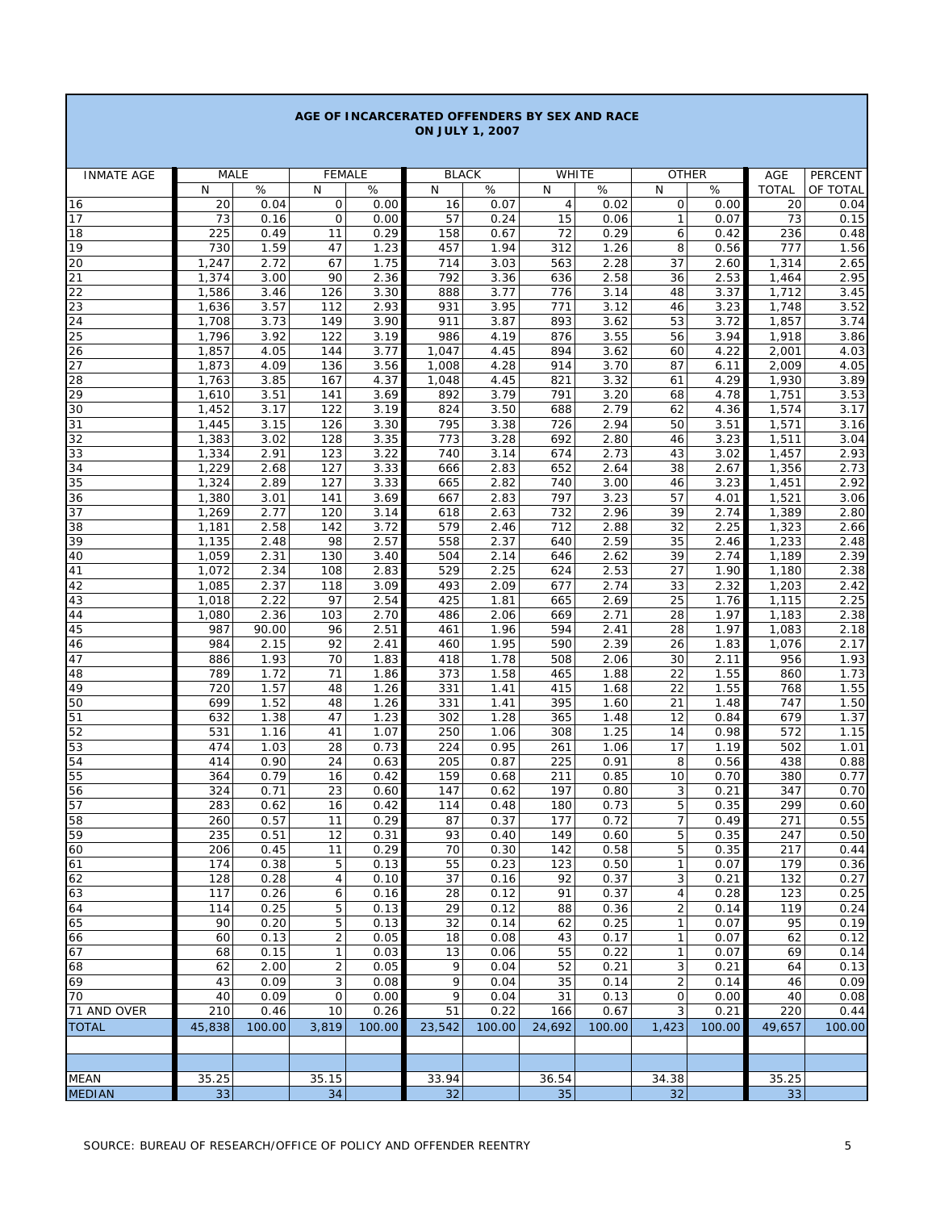## AGE OF INCARCERATED OFFENDERS BY SEX AND RACE
## ON JULY 1, 2007

| INMATE AGE | MALE | | FEMALE | | BLACK | | WHITE | | OTHER | | AGE | PERCENT |
|---|---|---|---|---|---|---|---|---|---|---|---|---|
| | N | % | N | % | N | % | N | % | N | % | TOTAL | OF TOTAL |
| 16 | 20 | 0.04 | 0 | 0.00 | 16 | 0.07 | 4 | 0.02 | 0 | 0.00 | 20 | 0.04 |
| 17 | 73 | 0.16 | 0 | 0.00 | 57 | 0.24 | 15 | 0.06 | 1 | 0.07 | 73 | 0.15 |
| 18 | 225 | 0.49 | 11 | 0.29 | 158 | 0.67 | 72 | 0.29 | 6 | 0.42 | 236 | 0.48 |
| 19 | 730 | 1.59 | 47 | 1.23 | 457 | 1.94 | 312 | 1.26 | 8 | 0.56 | 777 | 1.56 |
| 20 | 1,247 | 2.72 | 67 | 1.75 | 714 | 3.03 | 563 | 2.28 | 37 | 2.60 | 1,314 | 2.65 |
| 21 | 1,374 | 3.00 | 90 | 2.36 | 792 | 3.36 | 636 | 2.58 | 36 | 2.53 | 1,464 | 2.95 |
| 22 | 1,586 | 3.46 | 126 | 3.30 | 888 | 3.77 | 776 | 3.14 | 48 | 3.37 | 1,712 | 3.45 |
| 23 | 1,636 | 3.57 | 112 | 2.93 | 931 | 3.95 | 771 | 3.12 | 46 | 3.23 | 1,748 | 3.52 |
| 24 | 1,708 | 3.73 | 149 | 3.90 | 911 | 3.87 | 893 | 3.62 | 53 | 3.72 | 1,857 | 3.74 |
| 25 | 1,796 | 3.92 | 122 | 3.19 | 986 | 4.19 | 876 | 3.55 | 56 | 3.94 | 1,918 | 3.86 |
| 26 | 1,857 | 4.05 | 144 | 3.77 | 1,047 | 4.45 | 894 | 3.62 | 60 | 4.22 | 2,001 | 4.03 |
| 27 | 1,873 | 4.09 | 136 | 3.56 | 1,008 | 4.28 | 914 | 3.70 | 87 | 6.11 | 2,009 | 4.05 |
| 28 | 1,763 | 3.85 | 167 | 4.37 | 1,048 | 4.45 | 821 | 3.32 | 61 | 4.29 | 1,930 | 3.89 |
| 29 | 1,610 | 3.51 | 141 | 3.69 | 892 | 3.79 | 791 | 3.20 | 68 | 4.78 | 1,751 | 3.53 |
| 30 | 1,452 | 3.17 | 122 | 3.19 | 824 | 3.50 | 688 | 2.79 | 62 | 4.36 | 1,574 | 3.17 |
| 31 | 1,445 | 3.15 | 126 | 3.30 | 795 | 3.38 | 726 | 2.94 | 50 | 3.51 | 1,571 | 3.16 |
| 32 | 1,383 | 3.02 | 128 | 3.35 | 773 | 3.28 | 692 | 2.80 | 46 | 3.23 | 1,511 | 3.04 |
| 33 | 1,334 | 2.91 | 123 | 3.22 | 740 | 3.14 | 674 | 2.73 | 43 | 3.02 | 1,457 | 2.93 |
| 34 | 1,229 | 2.68 | 127 | 3.33 | 666 | 2.83 | 652 | 2.64 | 38 | 2.67 | 1,356 | 2.73 |
| 35 | 1,324 | 2.89 | 127 | 3.33 | 665 | 2.82 | 740 | 3.00 | 46 | 3.23 | 1,451 | 2.92 |
| 36 | 1,380 | 3.01 | 141 | 3.69 | 667 | 2.83 | 797 | 3.23 | 57 | 4.01 | 1,521 | 3.06 |
| 37 | 1,269 | 2.77 | 120 | 3.14 | 618 | 2.63 | 732 | 2.96 | 39 | 2.74 | 1,389 | 2.80 |
| 38 | 1,181 | 2.58 | 142 | 3.72 | 579 | 2.46 | 712 | 2.88 | 32 | 2.25 | 1,323 | 2.66 |
| 39 | 1,135 | 2.48 | 98 | 2.57 | 558 | 2.37 | 640 | 2.59 | 35 | 2.46 | 1,233 | 2.48 |
| 40 | 1,059 | 2.31 | 130 | 3.40 | 504 | 2.14 | 646 | 2.62 | 39 | 2.74 | 1,189 | 2.39 |
| 41 | 1,072 | 2.34 | 108 | 2.83 | 529 | 2.25 | 624 | 2.53 | 27 | 1.90 | 1,180 | 2.38 |
| 42 | 1,085 | 2.37 | 118 | 3.09 | 493 | 2.09 | 677 | 2.74 | 33 | 2.32 | 1,203 | 2.42 |
| 43 | 1,018 | 2.22 | 97 | 2.54 | 425 | 1.81 | 665 | 2.69 | 25 | 1.76 | 1,115 | 2.25 |
| 44 | 1,080 | 2.36 | 103 | 2.70 | 486 | 2.06 | 669 | 2.71 | 28 | 1.97 | 1,183 | 2.38 |
| 45 | 987 | 90.00 | 96 | 2.51 | 461 | 1.96 | 594 | 2.41 | 28 | 1.97 | 1,083 | 2.18 |
| 46 | 984 | 2.15 | 92 | 2.41 | 460 | 1.95 | 590 | 2.39 | 26 | 1.83 | 1,076 | 2.17 |
| 47 | 886 | 1.93 | 70 | 1.83 | 418 | 1.78 | 508 | 2.06 | 30 | 2.11 | 956 | 1.93 |
| 48 | 789 | 1.72 | 71 | 1.86 | 373 | 1.58 | 465 | 1.88 | 22 | 1.55 | 860 | 1.73 |
| 49 | 720 | 1.57 | 48 | 1.26 | 331 | 1.41 | 415 | 1.68 | 22 | 1.55 | 768 | 1.55 |
| 50 | 699 | 1.52 | 48 | 1.26 | 331 | 1.41 | 395 | 1.60 | 21 | 1.48 | 747 | 1.50 |
| 51 | 632 | 1.38 | 47 | 1.23 | 302 | 1.28 | 365 | 1.48 | 12 | 0.84 | 679 | 1.37 |
| 52 | 531 | 1.16 | 41 | 1.07 | 250 | 1.06 | 308 | 1.25 | 14 | 0.98 | 572 | 1.15 |
| 53 | 474 | 1.03 | 28 | 0.73 | 224 | 0.95 | 261 | 1.06 | 17 | 1.19 | 502 | 1.01 |
| 54 | 414 | 0.90 | 24 | 0.63 | 205 | 0.87 | 225 | 0.91 | 8 | 0.56 | 438 | 0.88 |
| 55 | 364 | 0.79 | 16 | 0.42 | 159 | 0.68 | 211 | 0.85 | 10 | 0.70 | 380 | 0.77 |
| 56 | 324 | 0.71 | 23 | 0.60 | 147 | 0.62 | 197 | 0.80 | 3 | 0.21 | 347 | 0.70 |
| 57 | 283 | 0.62 | 16 | 0.42 | 114 | 0.48 | 180 | 0.73 | 5 | 0.35 | 299 | 0.60 |
| 58 | 260 | 0.57 | 11 | 0.29 | 87 | 0.37 | 177 | 0.72 | 7 | 0.49 | 271 | 0.55 |
| 59 | 235 | 0.51 | 12 | 0.31 | 93 | 0.40 | 149 | 0.60 | 5 | 0.35 | 247 | 0.50 |
| 60 | 206 | 0.45 | 11 | 0.29 | 70 | 0.30 | 142 | 0.58 | 5 | 0.35 | 217 | 0.44 |
| 61 | 174 | 0.38 | 5 | 0.13 | 55 | 0.23 | 123 | 0.50 | 1 | 0.07 | 179 | 0.36 |
| 62 | 128 | 0.28 | 4 | 0.10 | 37 | 0.16 | 92 | 0.37 | 3 | 0.21 | 132 | 0.27 |
| 63 | 117 | 0.26 | 6 | 0.16 | 28 | 0.12 | 91 | 0.37 | 4 | 0.28 | 123 | 0.25 |
| 64 | 114 | 0.25 | 5 | 0.13 | 29 | 0.12 | 88 | 0.36 | 2 | 0.14 | 119 | 0.24 |
| 65 | 90 | 0.20 | 5 | 0.13 | 32 | 0.14 | 62 | 0.25 | 1 | 0.07 | 95 | 0.19 |
| 66 | 60 | 0.13 | 2 | 0.05 | 18 | 0.08 | 43 | 0.17 | 1 | 0.07 | 62 | 0.12 |
| 67 | 68 | 0.15 | 1 | 0.03 | 13 | 0.06 | 55 | 0.22 | 1 | 0.07 | 69 | 0.14 |
| 68 | 62 | 2.00 | 2 | 0.05 | 9 | 0.04 | 52 | 0.21 | 3 | 0.21 | 64 | 0.13 |
| 69 | 43 | 0.09 | 3 | 0.08 | 9 | 0.04 | 35 | 0.14 | 2 | 0.14 | 46 | 0.09 |
| 70 | 40 | 0.09 | 0 | 0.00 | 9 | 0.04 | 31 | 0.13 | 0 | 0.00 | 40 | 0.08 |
| 71 AND OVER | 210 | 0.46 | 10 | 0.26 | 51 | 0.22 | 166 | 0.67 | 3 | 0.21 | 220 | 0.44 |
| TOTAL | 45,838 | 100.00 | 3,819 | 100.00 | 23,542 | 100.00 | 24,692 | 100.00 | 1,423 | 100.00 | 49,657 | 100.00 |
| | | | | | | | | | | | | |
| MEAN | 35.25 | | 35.15 | | 33.94 | | 36.54 | | 34.38 | | 35.25 | |
| MEDIAN | 33 | | 34 | | 32 | | 35 | | 32 | | 33 | |

SOURCE: BUREAU OF RESEARCH/OFFICE OF POLICY AND OFFENDER REENTRY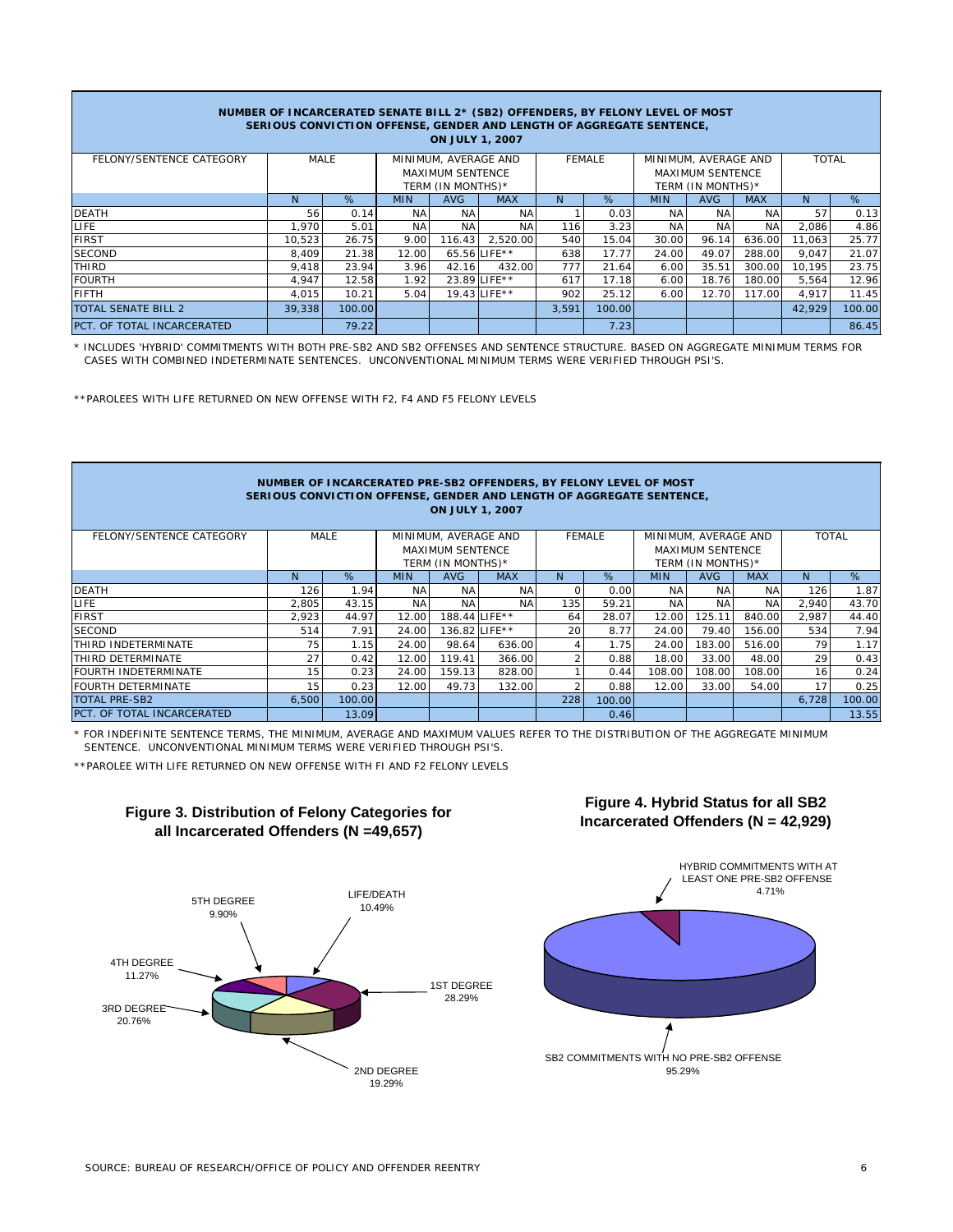**NUMBER OF INCARCERATED SENATE BILL 2* (SB2) OFFENDERS, BY FELONY LEVEL OF MOST SERIOUS CONVICTION OFFENSE, GENDER AND LENGTH OF AGGREGATE SENTENCE, ON JULY 1, 2007**

| FELONY/SENTENCE CATEGORY | MALE | | MINIMUM, AVERAGE AND MAXIMUM SENTENCE TERM (IN MONTHS)* | | | FEMALE | | MINIMUM, AVERAGE AND MAXIMUM SENTENCE TERM (IN MONTHS)* | | | TOTAL | |
|---|---|---|---|---|---|---|---|---|---|---|---|---|
| | N | % | MIN | AVG | MAX | N | % | MIN | AVG | MAX | N | % |
| DEATH | 56 | 0.14 | NA | NA | NA | 1 | 0.03 | NA | NA | NA | 57 | 0.13 |
| LIFE | 1,970 | 5.01 | NA | NA | NA | 116 | 3.23 | NA | NA | NA | 2,086 | 4.86 |
| FIRST | 10,523 | 26.75 | 9.00 | 116.43 | 2,520.00 | 540 | 15.04 | 30.00 | 96.14 | 636.00 | 11,063 | 25.77 |
| SECOND | 8,409 | 21.38 | 12.00 | 65.56 | LIFE** | 638 | 17.77 | 24.00 | 49.07 | 288.00 | 9,047 | 21.07 |
| THIRD | 9,418 | 23.94 | 3.96 | 42.16 | 432.00 | 777 | 21.64 | 6.00 | 35.51 | 300.00 | 10,195 | 23.75 |
| FOURTH | 4,947 | 12.58 | 1.92 | 23.89 | LIFE** | 617 | 17.18 | 6.00 | 18.76 | 180.00 | 5,564 | 12.96 |
| FIFTH | 4,015 | 10.21 | 5.04 | 19.43 | LIFE** | 902 | 25.12 | 6.00 | 12.70 | 117.00 | 4,917 | 11.45 |
| TOTAL SENATE BILL 2 | 39,338 | 100.00 | | | | 3,591 | 100.00 | | | | 42,929 | 100.00 |
| PCT. OF TOTAL INCARCERATED | | 79.22 | | | | | 7.23 | | | | | 86.45 |

\* INCLUDES 'HYBRID' COMMITMENTS WITH BOTH PRE-SB2 AND SB2 OFFENSES AND SENTENCE STRUCTURE. BASED ON AGGREGATE MINIMUM TERMS FOR CASES WITH COMBINED INDETERMINATE SENTENCES. UNCONVENTIONAL MINIMUM TERMS WERE VERIFIED THROUGH PSI'S.

\*\*PAROLEES WITH LIFE RETURNED ON NEW OFFENSE WITH F2, F4 AND F5 FELONY LEVELS

**NUMBER OF INCARCERATED PRE-SB2 OFFENDERS, BY FELONY LEVEL OF MOST SERIOUS CONVICTION OFFENSE, GENDER AND LENGTH OF AGGREGATE SENTENCE, ON JULY 1, 2007**

| FELONY/SENTENCE CATEGORY | MALE | | MINIMUM, AVERAGE AND MAXIMUM SENTENCE TERM (IN MONTHS)* | | | FEMALE | | MINIMUM, AVERAGE AND MAXIMUM SENTENCE TERM (IN MONTHS)* | | | TOTAL | |
|---|---|---|---|---|---|---|---|---|---|---|---|---|
| | N | % | MIN | AVG | MAX | N | % | MIN | AVG | MAX | N | % |
| DEATH | 126 | 1.94 | NA | NA | NA | 0 | 0.00 | NA | NA | NA | 126 | 1.87 |
| LIFE | 2,805 | 43.15 | NA | NA | NA | 135 | 59.21 | NA | NA | NA | 2,940 | 43.70 |
| FIRST | 2,923 | 44.97 | 12.00 | 188.44 | LIFE** | 64 | 28.07 | 12.00 | 125.11 | 840.00 | 2,987 | 44.40 |
| SECOND | 514 | 7.91 | 24.00 | 136.82 | LIFE** | 20 | 8.77 | 24.00 | 79.40 | 156.00 | 534 | 7.94 |
| THIRD INDETERMINATE | 75 | 1.15 | 24.00 | 98.64 | 636.00 | 4 | 1.75 | 24.00 | 183.00 | 516.00 | 79 | 1.17 |
| THIRD DETERMINATE | 27 | 0.42 | 12.00 | 119.41 | 366.00 | 2 | 0.88 | 18.00 | 33.00 | 48.00 | 29 | 0.43 |
| FOURTH INDETERMINATE | 15 | 0.23 | 24.00 | 159.13 | 828.00 | 1 | 0.44 | 108.00 | 108.00 | 108.00 | 16 | 0.24 |
| FOURTH DETERMINATE | 15 | 0.23 | 12.00 | 49.73 | 132.00 | 2 | 0.88 | 12.00 | 33.00 | 54.00 | 17 | 0.25 |
| TOTAL PRE-SB2 | 6,500 | 100.00 | | | | 228 | 100.00 | | | | 6,728 | 100.00 |
| PCT. OF TOTAL INCARCERATED | | 13.09 | | | | | 0.46 | | | | | 13.55 |

\* FOR INDEFINITE SENTENCE TERMS, THE MINIMUM, AVERAGE AND MAXIMUM VALUES REFER TO THE DISTRIBUTION OF THE AGGREGATE MINIMUM SENTENCE. UNCONVENTIONAL MINIMUM TERMS WERE VERIFIED THROUGH PSI'S.

\*\*PAROLEE WITH LIFE RETURNED ON NEW OFFENSE WITH FI AND F2 FELONY LEVELS

**Figure 3. Distribution of Felony Categories for all Incarcerated Offenders (N =49,657)**

- LIFE/DEATH 10.49%
- 1ST DEGREE 28.29%
- 2ND DEGREE 19.29%
- 3RD DEGREE 20.76%
- 4TH DEGREE 11.27%
- 5TH DEGREE 9.90%

**Figure 4. Hybrid Status for all SB2 Incarcerated Offenders (N = 42,929)**

- HYBRID COMMITMENTS WITH AT LEAST ONE PRE-SB2 OFFENSE 4.71%
- SB2 COMMITMENTS WITH NO PRE-SB2 OFFENSE 95.29%

SOURCE: BUREAU OF RESEARCH/OFFICE OF POLICY AND OFFENDER REENTRY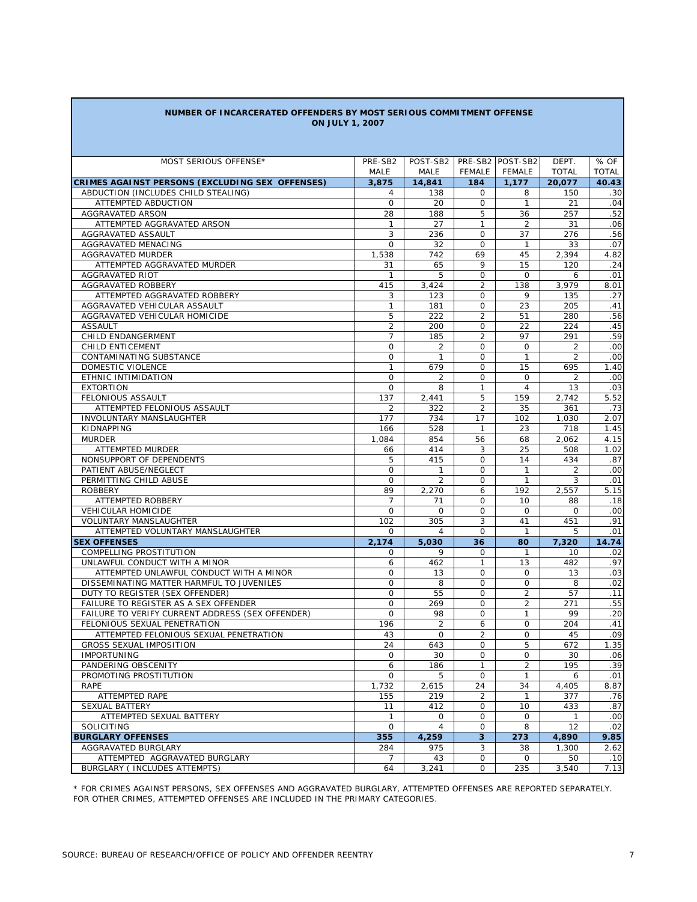**NUMBER OF INCARCERATED OFFENDERS BY MOST SERIOUS COMMITMENT OFFENSE**
**ON JULY 1, 2007**

| MOST SERIOUS OFFENSE* | PRE-SB2 MALE | POST-SB2 MALE | PRE-SB2 FEMALE | POST-SB2 FEMALE | DEPT. TOTAL | % OF TOTAL |
|---|---|---|---|---|---|---|
| **CRIMES AGAINST PERSONS (EXCLUDING SEX OFFENSES)** | **3,875** | **14,841** | **184** | **1,177** | **20,077** | **40.43** |
| ABDUCTION (INCLUDES CHILD STEALING) | 4 | 138 | 0 | 8 | 150 | .30 |
| ATTEMPTED ABDUCTION | 0 | 20 | 0 | 1 | 21 | .04 |
| AGGRAVATED ARSON | 28 | 188 | 5 | 36 | 257 | .52 |
| ATTEMPTED AGGRAVATED ARSON | 1 | 27 | 1 | 2 | 31 | .06 |
| AGGRAVATED ASSAULT | 3 | 236 | 0 | 37 | 276 | .56 |
| AGGRAVATED MENACING | 0 | 32 | 0 | 1 | 33 | .07 |
| AGGRAVATED MURDER | 1,538 | 742 | 69 | 45 | 2,394 | 4.82 |
| ATTEMPTED AGGRAVATED MURDER | 31 | 65 | 9 | 15 | 120 | .24 |
| AGGRAVATED RIOT | 1 | 5 | 0 | 0 | 6 | .01 |
| AGGRAVATED ROBBERY | 415 | 3,424 | 2 | 138 | 3,979 | 8.01 |
| ATTEMPTED AGGRAVATED ROBBERY | 3 | 123 | 0 | 9 | 135 | .27 |
| AGGRAVATED VEHICULAR ASSAULT | 1 | 181 | 0 | 23 | 205 | .41 |
| AGGRAVATED VEHICULAR HOMICIDE | 5 | 222 | 2 | 51 | 280 | .56 |
| ASSAULT | 2 | 200 | 0 | 22 | 224 | .45 |
| CHILD ENDANGERMENT | 7 | 185 | 2 | 97 | 291 | .59 |
| CHILD ENTICEMENT | 0 | 2 | 0 | 0 | 2 | .00 |
| CONTAMINATING SUBSTANCE | 0 | 1 | 0 | 1 | 2 | .00 |
| DOMESTIC VIOLENCE | 1 | 679 | 0 | 15 | 695 | 1.40 |
| ETHNIC INTIMIDATION | 0 | 2 | 0 | 0 | 2 | .00 |
| EXTORTION | 0 | 8 | 1 | 4 | 13 | .03 |
| FELONIOUS ASSAULT | 137 | 2,441 | 5 | 159 | 2,742 | 5.52 |
| ATTEMPTED FELONIOUS ASSAULT | 2 | 322 | 2 | 35 | 361 | .73 |
| INVOLUNTARY MANSLAUGHTER | 177 | 734 | 17 | 102 | 1,030 | 2.07 |
| KIDNAPPING | 166 | 528 | 1 | 23 | 718 | 1.45 |
| MURDER | 1,084 | 854 | 56 | 68 | 2,062 | 4.15 |
| ATTEMPTED MURDER | 66 | 414 | 3 | 25 | 508 | 1.02 |
| NONSUPPORT OF DEPENDENTS | 5 | 415 | 0 | 14 | 434 | .87 |
| PATIENT ABUSE/NEGLECT | 0 | 1 | 0 | 1 | 2 | .00 |
| PERMITTING CHILD ABUSE | 0 | 2 | 0 | 1 | 3 | .01 |
| ROBBERY | 89 | 2,270 | 6 | 192 | 2,557 | 5.15 |
| ATTEMPTED ROBBERY | 7 | 71 | 0 | 10 | 88 | .18 |
| VEHICULAR HOMICIDE | 0 | 0 | 0 | 0 | 0 | .00 |
| VOLUNTARY MANSLAUGHTER | 102 | 305 | 3 | 41 | 451 | .91 |
| ATTEMPTED VOLUNTARY MANSLAUGHTER | 0 | 4 | 0 | 1 | 5 | .01 |
| **SEX OFFENSES** | **2,174** | **5,030** | **36** | **80** | **7,320** | **14.74** |
| COMPELLING PROSTITUTION | 0 | 9 | 0 | 1 | 10 | .02 |
| UNLAWFUL CONDUCT WITH A MINOR | 6 | 462 | 1 | 13 | 482 | .97 |
| ATTEMPTED UNLAWFUL CONDUCT WITH A MINOR | 0 | 13 | 0 | 0 | 13 | .03 |
| DISSEMINATING MATTER HARMFUL TO JUVENILES | 0 | 8 | 0 | 0 | 8 | .02 |
| DUTY TO REGISTER (SEX OFFENDER) | 0 | 55 | 0 | 2 | 57 | .11 |
| FAILURE TO REGISTER AS A SEX OFFENDER | 0 | 269 | 0 | 2 | 271 | .55 |
| FAILURE TO VERIFY CURRENT ADDRESS (SEX OFFENDER) | 0 | 98 | 0 | 1 | 99 | .20 |
| FELONIOUS SEXUAL PENETRATION | 196 | 2 | 6 | 0 | 204 | .41 |
| ATTEMPTED FELONIOUS SEXUAL PENETRATION | 43 | 0 | 2 | 0 | 45 | .09 |
| GROSS SEXUAL IMPOSITION | 24 | 643 | 0 | 5 | 672 | 1.35 |
| IMPORTUNING | 0 | 30 | 0 | 0 | 30 | .06 |
| PANDERING OBSCENITY | 6 | 186 | 1 | 2 | 195 | .39 |
| PROMOTING PROSTITUTION | 0 | 5 | 0 | 1 | 6 | .01 |
| RAPE | 1,732 | 2,615 | 24 | 34 | 4,405 | 8.87 |
| ATTEMPTED RAPE | 155 | 219 | 2 | 1 | 377 | .76 |
| SEXUAL BATTERY | 11 | 412 | 0 | 10 | 433 | .87 |
| ATTEMPTED SEXUAL BATTERY | 1 | 0 | 0 | 0 | 1 | .00 |
| SOLICITING | 0 | 4 | 0 | 8 | 12 | .02 |
| **BURGLARY OFFENSES** | **355** | **4,259** | **3** | **273** | **4,890** | **9.85** |
| AGGRAVATED BURGLARY | 284 | 975 | 3 | 38 | 1,300 | 2.62 |
| ATTEMPTED AGGRAVATED BURGLARY | 7 | 43 | 0 | 0 | 50 | .10 |
| BURGLARY ( INCLUDES ATTEMPTS) | 64 | 3,241 | 0 | 235 | 3,540 | 7.13 |

* FOR CRIMES AGAINST PERSONS, SEX OFFENSES AND AGGRAVATED BURGLARY, ATTEMPTED OFFENSES ARE REPORTED SEPARATELY. FOR OTHER CRIMES, ATTEMPTED OFFENSES ARE INCLUDED IN THE PRIMARY CATEGORIES.

SOURCE: BUREAU OF RESEARCH/OFFICE OF POLICY AND OFFENDER REENTRY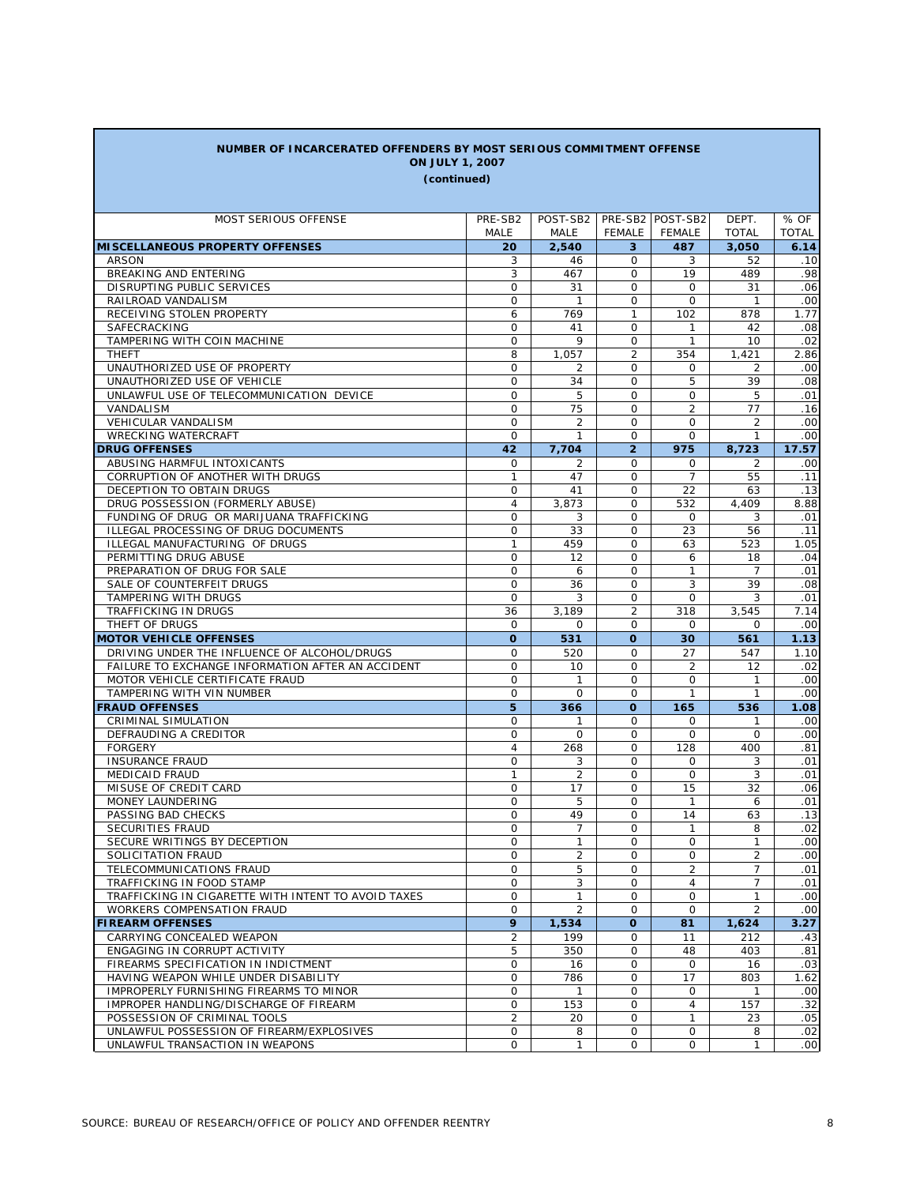**NUMBER OF INCARCERATED OFFENDERS BY MOST SERIOUS COMMITMENT OFFENSE**
**ON JULY 1, 2007**
**(continued)**

| MOST SERIOUS OFFENSE | PRE-SB2 MALE | POST-SB2 MALE | PRE-SB2 FEMALE | POST-SB2 FEMALE | DEPT. TOTAL | % OF TOTAL |
|---|---|---|---|---|---|---|
| **MISCELLANEOUS PROPERTY OFFENSES** | **20** | **2,540** | **3** | **487** | **3,050** | **6.14** |
| ARSON | 3 | 46 | 0 | 3 | 52 | .10 |
| BREAKING AND ENTERING | 3 | 467 | 0 | 19 | 489 | .98 |
| DISRUPTING PUBLIC SERVICES | 0 | 31 | 0 | 0 | 31 | .06 |
| RAILROAD VANDALISM | 0 | 1 | 0 | 0 | 1 | .00 |
| RECEIVING STOLEN PROPERTY | 6 | 769 | 1 | 102 | 878 | 1.77 |
| SAFECRACKING | 0 | 41 | 0 | 1 | 42 | .08 |
| TAMPERING WITH COIN MACHINE | 0 | 9 | 0 | 1 | 10 | .02 |
| THEFT | 8 | 1,057 | 2 | 354 | 1,421 | 2.86 |
| UNAUTHORIZED USE OF PROPERTY | 0 | 2 | 0 | 0 | 2 | .00 |
| UNAUTHORIZED USE OF VEHICLE | 0 | 34 | 0 | 5 | 39 | .08 |
| UNLAWFUL USE OF TELECOMMUNICATION DEVICE | 0 | 5 | 0 | 0 | 5 | .01 |
| VANDALISM | 0 | 75 | 0 | 2 | 77 | .16 |
| VEHICULAR VANDALISM | 0 | 2 | 0 | 0 | 2 | .00 |
| WRECKING WATERCRAFT | 0 | 1 | 0 | 0 | 1 | .00 |
| **DRUG OFFENSES** | **42** | **7,704** | **2** | **975** | **8,723** | **17.57** |
| ABUSING HARMFUL INTOXICANTS | 0 | 2 | 0 | 0 | 2 | .00 |
| CORRUPTION OF ANOTHER WITH DRUGS | 1 | 47 | 0 | 7 | 55 | .11 |
| DECEPTION TO OBTAIN DRUGS | 0 | 41 | 0 | 22 | 63 | .13 |
| DRUG POSSESSION (FORMERLY ABUSE) | 4 | 3,873 | 0 | 532 | 4,409 | 8.88 |
| FUNDING OF DRUG OR MARIJUANA TRAFFICKING | 0 | 3 | 0 | 0 | 3 | .01 |
| ILLEGAL PROCESSING OF DRUG DOCUMENTS | 0 | 33 | 0 | 23 | 56 | .11 |
| ILLEGAL MANUFACTURING OF DRUGS | 1 | 459 | 0 | 63 | 523 | 1.05 |
| PERMITTING DRUG ABUSE | 0 | 12 | 0 | 6 | 18 | .04 |
| PREPARATION OF DRUG FOR SALE | 0 | 6 | 0 | 1 | 7 | .01 |
| SALE OF COUNTERFEIT DRUGS | 0 | 36 | 0 | 3 | 39 | .08 |
| TAMPERING WITH DRUGS | 0 | 3 | 0 | 0 | 3 | .01 |
| TRAFFICKING IN DRUGS | 36 | 3,189 | 2 | 318 | 3,545 | 7.14 |
| THEFT OF DRUGS | 0 | 0 | 0 | 0 | 0 | .00 |
| **MOTOR VEHICLE OFFENSES** | **0** | **531** | **0** | **30** | **561** | **1.13** |
| DRIVING UNDER THE INFLUENCE OF ALCOHOL/DRUGS | 0 | 520 | 0 | 27 | 547 | 1.10 |
| FAILURE TO EXCHANGE INFORMATION AFTER AN ACCIDENT | 0 | 10 | 0 | 2 | 12 | .02 |
| MOTOR VEHICLE CERTIFICATE FRAUD | 0 | 1 | 0 | 0 | 1 | .00 |
| TAMPERING WITH VIN NUMBER | 0 | 0 | 0 | 1 | 1 | .00 |
| **FRAUD OFFENSES** | **5** | **366** | **0** | **165** | **536** | **1.08** |
| CRIMINAL SIMULATION | 0 | 1 | 0 | 0 | 1 | .00 |
| DEFRAUDING A CREDITOR | 0 | 0 | 0 | 0 | 0 | .00 |
| FORGERY | 4 | 268 | 0 | 128 | 400 | .81 |
| INSURANCE FRAUD | 0 | 3 | 0 | 0 | 3 | .01 |
| MEDICAID FRAUD | 1 | 2 | 0 | 0 | 3 | .01 |
| MISUSE OF CREDIT CARD | 0 | 17 | 0 | 15 | 32 | .06 |
| MONEY LAUNDERING | 0 | 5 | 0 | 1 | 6 | .01 |
| PASSING BAD CHECKS | 0 | 49 | 0 | 14 | 63 | .13 |
| SECURITIES FRAUD | 0 | 7 | 0 | 1 | 8 | .02 |
| SECURE WRITINGS BY DECEPTION | 0 | 1 | 0 | 0 | 1 | .00 |
| SOLICITATION FRAUD | 0 | 2 | 0 | 0 | 2 | .00 |
| TELECOMMUNICATIONS FRAUD | 0 | 5 | 0 | 2 | 7 | .01 |
| TRAFFICKING IN FOOD STAMP | 0 | 3 | 0 | 4 | 7 | .01 |
| TRAFFICKING IN CIGARETTE WITH INTENT TO AVOID TAXES | 0 | 1 | 0 | 0 | 1 | .00 |
| WORKERS COMPENSATION FRAUD | 0 | 2 | 0 | 0 | 2 | .00 |
| **FIREARM OFFENSES** | **9** | **1,534** | **0** | **81** | **1,624** | **3.27** |
| CARRYING CONCEALED WEAPON | 2 | 199 | 0 | 11 | 212 | .43 |
| ENGAGING IN CORRUPT ACTIVITY | 5 | 350 | 0 | 48 | 403 | .81 |
| FIREARMS SPECIFICATION IN INDICTMENT | 0 | 16 | 0 | 0 | 16 | .03 |
| HAVING WEAPON WHILE UNDER DISABILITY | 0 | 786 | 0 | 17 | 803 | 1.62 |
| IMPROPERLY FURNISHING FIREARMS TO MINOR | 0 | 1 | 0 | 0 | 1 | .00 |
| IMPROPER HANDLING/DISCHARGE OF FIREARM | 0 | 153 | 0 | 4 | 157 | .32 |
| POSSESSION OF CRIMINAL TOOLS | 2 | 20 | 0 | 1 | 23 | .05 |
| UNLAWFUL POSSESSION OF FIREARM/EXPLOSIVES | 0 | 8 | 0 | 0 | 8 | .02 |
| UNLAWFUL TRANSACTION IN WEAPONS | 0 | 1 | 0 | 0 | 1 | .00 |

SOURCE: BUREAU OF RESEARCH/OFFICE OF POLICY AND OFFENDER REENTRY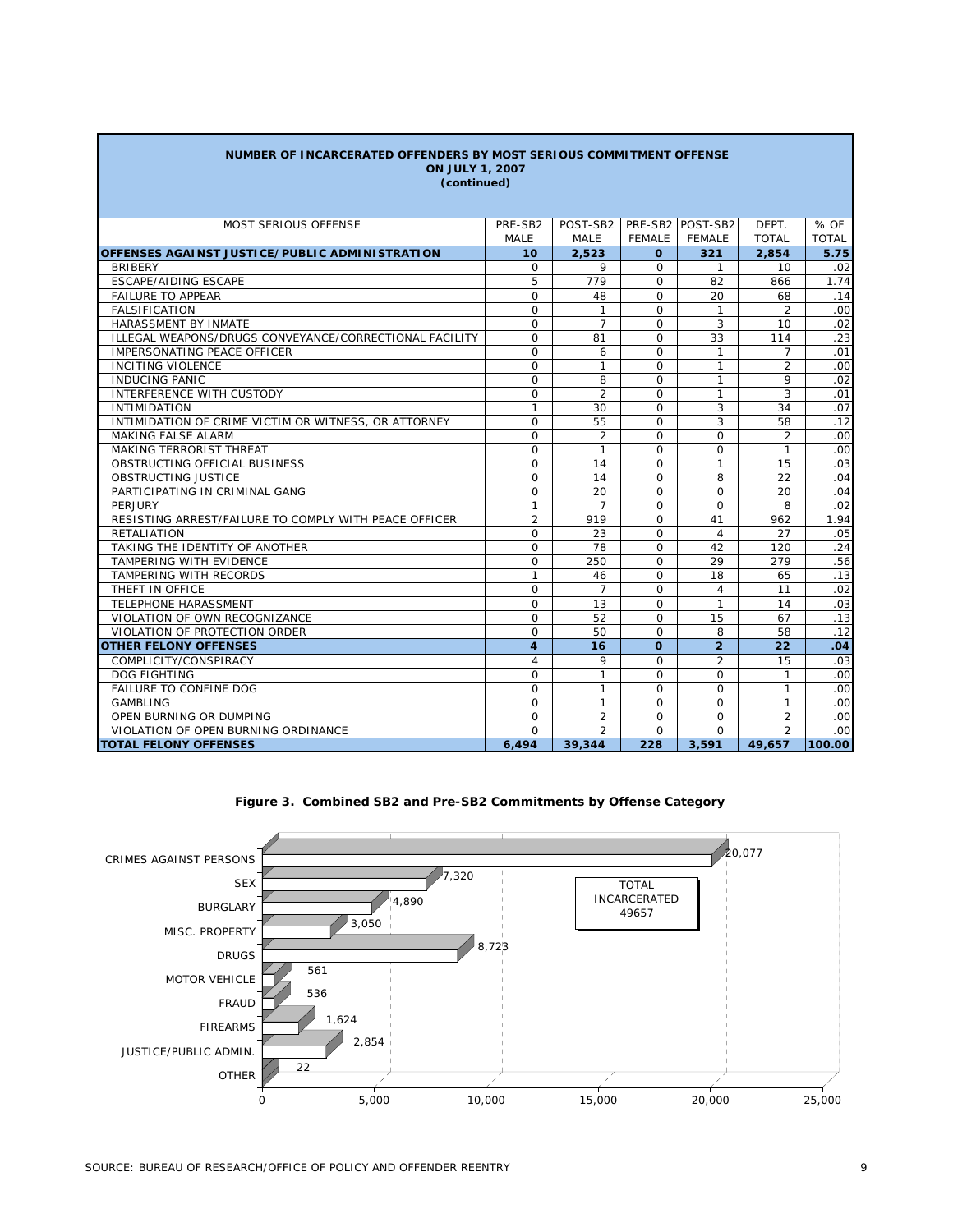## NUMBER OF INCARCERATED OFFENDERS BY MOST SERIOUS COMMITMENT OFFENSE
**ON JULY 1, 2007**
**(continued)**

| MOST SERIOUS OFFENSE | PRE-SB2 MALE | POST-SB2 MALE | PRE-SB2 FEMALE | POST-SB2 FEMALE | DEPT. TOTAL | % OF TOTAL |
|---|---|---|---|---|---|---|
| **OFFENSES AGAINST JUSTICE/PUBLIC ADMINISTRATION** | **10** | **2,523** | **0** | **321** | **2,854** | **5.75** |
| BRIBERY | 0 | 9 | 0 | 1 | 10 | .02 |
| ESCAPE/AIDING ESCAPE | 5 | 779 | 0 | 82 | 866 | 1.74 |
| FAILURE TO APPEAR | 0 | 48 | 0 | 20 | 68 | .14 |
| FALSIFICATION | 0 | 1 | 0 | 1 | 2 | .00 |
| HARASSMENT BY INMATE | 0 | 7 | 0 | 3 | 10 | .02 |
| ILLEGAL WEAPONS/DRUGS CONVEYANCE/CORRECTIONAL FACILITY | 0 | 81 | 0 | 33 | 114 | .23 |
| IMPERSONATING PEACE OFFICER | 0 | 6 | 0 | 1 | 7 | .01 |
| INCITING VIOLENCE | 0 | 1 | 0 | 1 | 2 | .00 |
| INDUCING PANIC | 0 | 8 | 0 | 1 | 9 | .02 |
| INTERFERENCE WITH CUSTODY | 0 | 2 | 0 | 1 | 3 | .01 |
| INTIMIDATION | 1 | 30 | 0 | 3 | 34 | .07 |
| INTIMIDATION OF CRIME VICTIM OR WITNESS, OR ATTORNEY | 0 | 55 | 0 | 3 | 58 | .12 |
| MAKING FALSE ALARM | 0 | 2 | 0 | 0 | 2 | .00 |
| MAKING TERRORIST THREAT | 0 | 1 | 0 | 0 | 1 | .00 |
| OBSTRUCTING OFFICIAL BUSINESS | 0 | 14 | 0 | 1 | 15 | .03 |
| OBSTRUCTING JUSTICE | 0 | 14 | 0 | 8 | 22 | .04 |
| PARTICIPATING IN CRIMINAL GANG | 0 | 20 | 0 | 0 | 20 | .04 |
| PERJURY | 1 | 7 | 0 | 0 | 8 | .02 |
| RESISTING ARREST/FAILURE TO COMPLY WITH PEACE OFFICER | 2 | 919 | 0 | 41 | 962 | 1.94 |
| RETALIATION | 0 | 23 | 0 | 4 | 27 | .05 |
| TAKING THE IDENTITY OF ANOTHER | 0 | 78 | 0 | 42 | 120 | .24 |
| TAMPERING WITH EVIDENCE | 0 | 250 | 0 | 29 | 279 | .56 |
| TAMPERING WITH RECORDS | 1 | 46 | 0 | 18 | 65 | .13 |
| THEFT IN OFFICE | 0 | 7 | 0 | 4 | 11 | .02 |
| TELEPHONE HARASSMENT | 0 | 13 | 0 | 1 | 14 | .03 |
| VIOLATION OF OWN RECOGNIZANCE | 0 | 52 | 0 | 15 | 67 | .13 |
| VIOLATION OF PROTECTION ORDER | 0 | 50 | 0 | 8 | 58 | .12 |
| **OTHER FELONY OFFENSES** | **4** | **16** | **0** | **2** | **22** | **.04** |
| COMPLICITY/CONSPIRACY | 4 | 9 | 0 | 2 | 15 | .03 |
| DOG FIGHTING | 0 | 1 | 0 | 0 | 1 | .00 |
| FAILURE TO CONFINE DOG | 0 | 1 | 0 | 0 | 1 | .00 |
| GAMBLING | 0 | 1 | 0 | 0 | 1 | .00 |
| OPEN BURNING OR DUMPING | 0 | 2 | 0 | 0 | 2 | .00 |
| VIOLATION OF OPEN BURNING ORDINANCE | 0 | 2 | 0 | 0 | 2 | .00 |
| **TOTAL FELONY OFFENSES** | **6,494** | **39,344** | **228** | **3,591** | **49,657** | **100.00** |

**Figure 3. Combined SB2 and Pre-SB2 Commitments by Offense Category**

CRIMES AGAINST PERSONS 20,077
SEX 7,320
BURGLARY 4,890
MISC. PROPERTY 3,050
DRUGS 8,723
MOTOR VEHICLE 561
FRAUD 536
FIREARMS 1,624
JUSTICE/PUBLIC ADMIN. 2,854
OTHER 22

TOTAL INCARCERATED 49657

0 5,000 10,000 15,000 20,000 25,000

SOURCE: BUREAU OF RESEARCH/OFFICE OF POLICY AND OFFENDER REENTRY